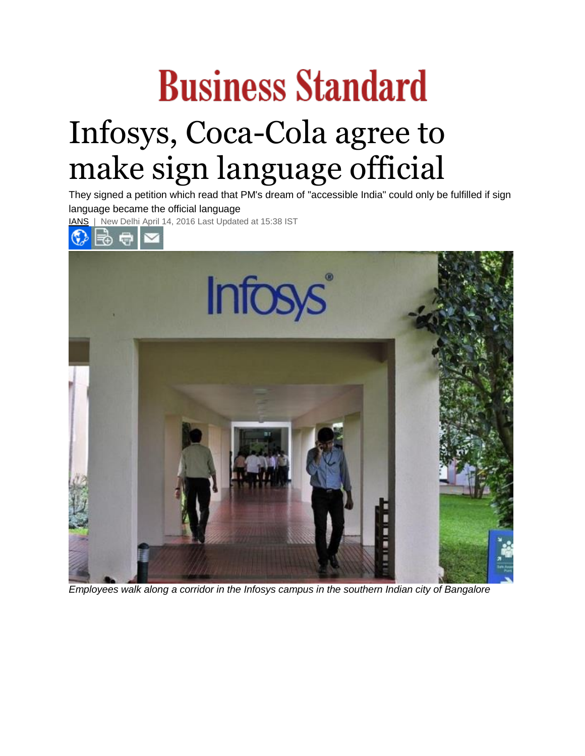# Business Standard

# Infosys, Coca-Cola agree to make sign language official

They signed a petition which read that PM's dream of "accessible India" could only be fulfilled if sign language became the official language

IANS | New Delhi April 14, 2016 Last Updated at 15:38 IST

*Employees walk along a corridor in the Infosys campus in the southern Indian city of Bangalore*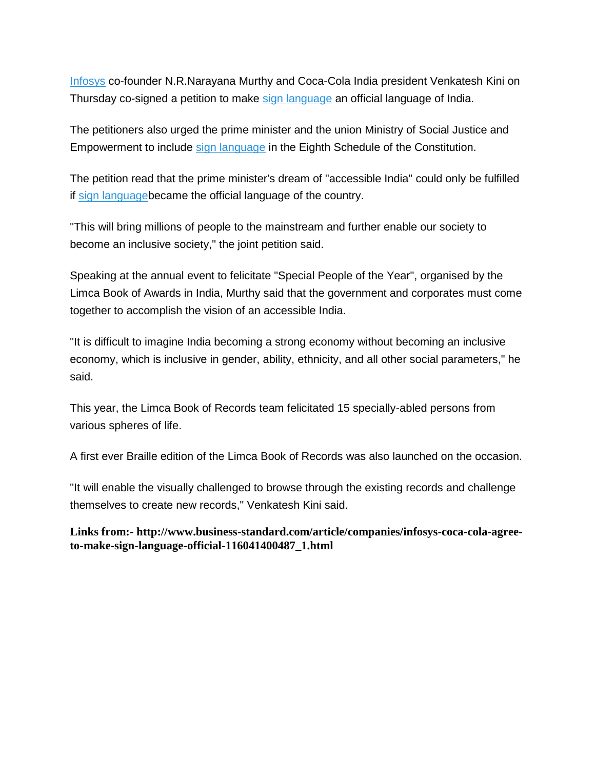Infosys co-founder N.R.Narayana Murthy and Coca-Cola India president Venkatesh Kini on Thursday co-signed a petition to make sign language an official language of India.

The petitioners also urged the prime minister and the union Ministry of Social Justice and Empowerment to include sign language in the Eighth Schedule of the Constitution.

The petition read that the prime minister's dream of "accessible India" could only be fulfilled if sign languagebecame the official language of the country.

"This will bring millions of people to the mainstream and further enable our society to become an inclusive society," the joint petition said.

Speaking at the annual event to felicitate "Special People of the Year", organised by the Limca Book of Awards in India, Murthy said that the government and corporates must come together to accomplish the vision of an accessible India.

"It is difficult to imagine India becoming a strong economy without becoming an inclusive economy, which is inclusive in gender, ability, ethnicity, and all other social parameters," he said.

This year, the Limca Book of Records team felicitated 15 specially-abled persons from various spheres of life.

A first ever Braille edition of the Limca Book of Records was also launched on the occasion.

"It will enable the visually challenged to browse through the existing records and challenge themselves to create new records," Venkatesh Kini said.

**Links from:- http://www.business-standard.com/article/companies/infosys-coca-cola-agree-to-make-sign-language-official-116041400487_1.html**